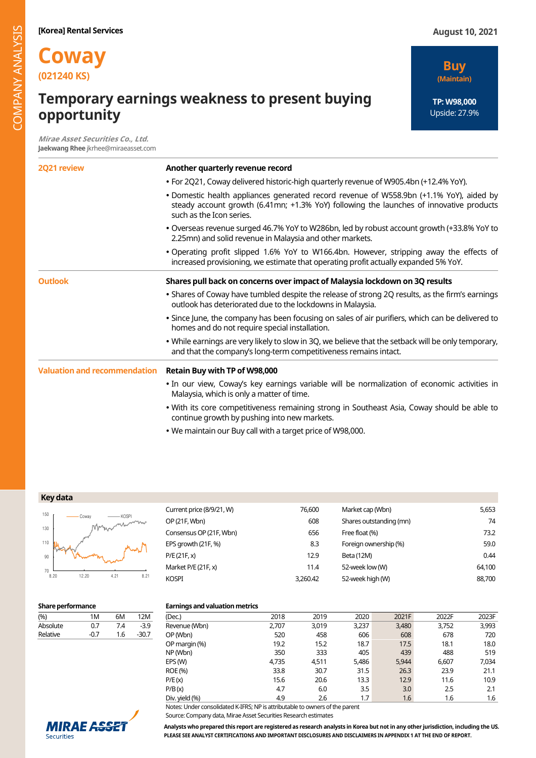[Korea] Rental Services

August 10, 2021

# Coway

**(021240 KS)**

## Temporary earnings weakness to present buying opportunity

**Buy**
**(Maintain)**

**TP: W98,000**
Upside: 27.9%

*Mirae Asset Securities Co., Ltd.*
**Jaekwang Rhee** jkrhee@miraeasset.com

### 2Q21 review

**Another quarterly revenue record**

- For 2Q21, Coway delivered historic-high quarterly revenue of W905.4bn (+12.4% YoY).
- Domestic health appliances generated record revenue of W558.9bn (+1.1% YoY), aided by steady account growth (6.41mn; +1.3% YoY) following the launches of innovative products such as the Icon series.
- Overseas revenue surged 46.7% YoY to W286bn, led by robust account growth (+33.8% YoY to 2.25mn) and solid revenue in Malaysia and other markets.
- Operating profit slipped 1.6% YoY to W166.4bn. However, stripping away the effects of increased provisioning, we estimate that operating profit actually expanded 5% YoY.

### Outlook

**Shares pull back on concerns over impact of Malaysia lockdown on 3Q results**

- Shares of Coway have tumbled despite the release of strong 2Q results, as the firm's earnings outlook has deteriorated due to the lockdowns in Malaysia.
- Since June, the company has been focusing on sales of air purifiers, which can be delivered to homes and do not require special installation.
- While earnings are very likely to slow in 3Q, we believe that the setback will be only temporary, and that the company's long-term competitiveness remains intact.

### Valuation and recommendation

**Retain Buy with TP of W98,000**

- In our view, Coway's key earnings variable will be normalization of economic activities in Malaysia, which is only a matter of time.
- With its core competitiveness remaining strong in Southeast Asia, Coway should be able to continue growth by pushing into new markets.
- We maintain our Buy call with a target price of W98,000.

### Key data

| | | | |
|---|---|---|---|
| Current price (8/9/21, W) | 76,600 | Market cap (Wbn) | 5,653 |
| OP (21F, Wbn) | 608 | Shares outstanding (mn) | 74 |
| Consensus OP (21F, Wbn) | 656 | Free float (%) | 73.2 |
| EPS growth (21F, %) | 8.3 | Foreign ownership (%) | 59.0 |
| P/E (21F, x) | 12.9 | Beta (12M) | 0.44 |
| Market P/E (21F, x) | 11.4 | 52-week low (W) | 64,100 |
| KOSPI | 3,260.42 | 52-week high (W) | 88,700 |

### Share performance

| (%) | 1M | 6M | 12M |
|---|---|---|---|
| Absolute | 0.7 | 7.4 | -3.9 |
| Relative | -0.7 | 1.6 | -30.7 |

### Earnings and valuation metrics

| (Dec.) | 2018 | 2019 | 2020 | 2021F | 2022F | 2023F |
|---|---|---|---|---|---|---|
| Revenue (Wbn) | 2,707 | 3,019 | 3,237 | 3,480 | 3,752 | 3,993 |
| OP (Wbn) | 520 | 458 | 606 | 608 | 678 | 720 |
| OP margin (%) | 19.2 | 15.2 | 18.7 | 17.5 | 18.1 | 18.0 |
| NP (Wbn) | 350 | 333 | 405 | 439 | 488 | 519 |
| EPS (W) | 4,735 | 4,511 | 5,486 | 5,944 | 6,607 | 7,034 |
| ROE (%) | 33.8 | 30.7 | 31.5 | 26.3 | 23.9 | 21.1 |
| P/E (x) | 15.6 | 20.6 | 13.3 | 12.9 | 11.6 | 10.9 |
| P/B (x) | 4.7 | 6.0 | 3.5 | 3.0 | 2.5 | 2.1 |
| Div. yield (%) | 4.9 | 2.6 | 1.7 | 1.6 | 1.6 | 1.6 |

Notes: Under consolidated K-IFRS; NP is attributable to owners of the parent
Source: Company data, Mirae Asset Securities Research estimates

**Analysts who prepared this report are registered as research analysts in Korea but not in any other jurisdiction, including the US.**
**PLEASE SEE ANALYST CERTIFICATIONS AND IMPORTANT DISCLOSURES AND DISCLAIMERS IN APPENDIX 1 AT THE END OF REPORT.**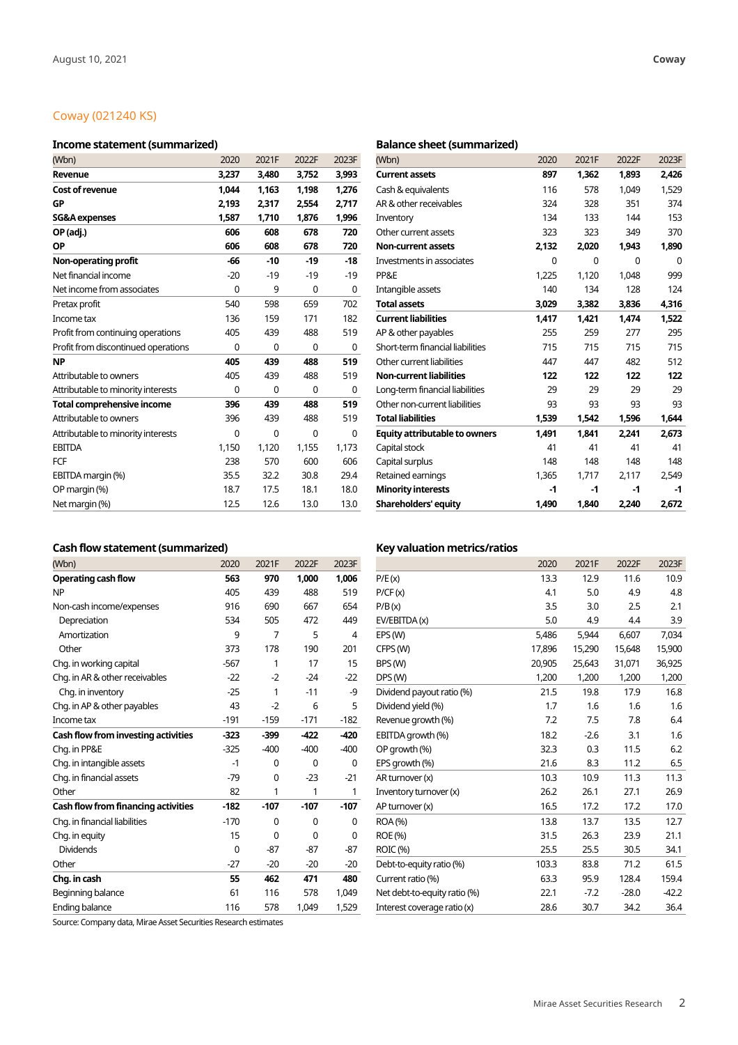## Coway (021240 KS)

### Income statement (summarized)

| (Wbn) | 2020 | 2021F | 2022F | 2023F |
|---|---|---|---|---|
| **Revenue** | **3,237** | **3,480** | **3,752** | **3,993** |
| **Cost of revenue** | **1,044** | **1,163** | **1,198** | **1,276** |
| **GP** | **2,193** | **2,317** | **2,554** | **2,717** |
| **SG&A expenses** | **1,587** | **1,710** | **1,876** | **1,996** |
| **OP (adj.)** | **606** | **608** | **678** | **720** |
| **OP** | **606** | **608** | **678** | **720** |
| **Non-operating profit** | **-66** | **-10** | **-19** | **-18** |
| Net financial income | -20 | -19 | -19 | -19 |
| Net income from associates | 0 | 9 | 0 | 0 |
| Pretax profit | 540 | 598 | 659 | 702 |
| Income tax | 136 | 159 | 171 | 182 |
| Profit from continuing operations | 405 | 439 | 488 | 519 |
| Profit from discontinued operations | 0 | 0 | 0 | 0 |
| **NP** | **405** | **439** | **488** | **519** |
| Attributable to owners | 405 | 439 | 488 | 519 |
| Attributable to minority interests | 0 | 0 | 0 | 0 |
| **Total comprehensive income** | **396** | **439** | **488** | **519** |
| Attributable to owners | 396 | 439 | 488 | 519 |
| Attributable to minority interests | 0 | 0 | 0 | 0 |
| EBITDA | 1,150 | 1,120 | 1,155 | 1,173 |
| FCF | 238 | 570 | 600 | 606 |
| EBITDA margin (%) | 35.5 | 32.2 | 30.8 | 29.4 |
| OP margin (%) | 18.7 | 17.5 | 18.1 | 18.0 |
| Net margin (%) | 12.5 | 12.6 | 13.0 | 13.0 |

### Balance sheet (summarized)

| (Wbn) | 2020 | 2021F | 2022F | 2023F |
|---|---|---|---|---|
| **Current assets** | **897** | **1,362** | **1,893** | **2,426** |
| Cash & equivalents | 116 | 578 | 1,049 | 1,529 |
| AR & other receivables | 324 | 328 | 351 | 374 |
| Inventory | 134 | 133 | 144 | 153 |
| Other current assets | 323 | 323 | 349 | 370 |
| **Non-current assets** | **2,132** | **2,020** | **1,943** | **1,890** |
| Investments in associates | 0 | 0 | 0 | 0 |
| PP&E | 1,225 | 1,120 | 1,048 | 999 |
| Intangible assets | 140 | 134 | 128 | 124 |
| **Total assets** | **3,029** | **3,382** | **3,836** | **4,316** |
| **Current liabilities** | **1,417** | **1,421** | **1,474** | **1,522** |
| AP & other payables | 255 | 259 | 277 | 295 |
| Short-term financial liabilities | 715 | 715 | 715 | 715 |
| Other current liabilities | 447 | 447 | 482 | 512 |
| **Non-current liabilities** | **122** | **122** | **122** | **122** |
| Long-term financial liabilities | 29 | 29 | 29 | 29 |
| Other non-current liabilities | 93 | 93 | 93 | 93 |
| **Total liabilities** | **1,539** | **1,542** | **1,596** | **1,644** |
| **Equity attributable to owners** | **1,491** | **1,841** | **2,241** | **2,673** |
| Capital stock | 41 | 41 | 41 | 41 |
| Capital surplus | 148 | 148 | 148 | 148 |
| Retained earnings | 1,365 | 1,717 | 2,117 | 2,549 |
| **Minority interests** | **-1** | **-1** | **-1** | **-1** |
| **Shareholders' equity** | **1,490** | **1,840** | **2,240** | **2,672** |

### Cash flow statement (summarized)

| (Wbn) | 2020 | 2021F | 2022F | 2023F |
|---|---|---|---|---|
| **Operating cash flow** | **563** | **970** | **1,000** | **1,006** |
| NP | 405 | 439 | 488 | 519 |
| Non-cash income/expenses | 916 | 690 | 667 | 654 |
| Depreciation | 534 | 505 | 472 | 449 |
| Amortization | 9 | 7 | 5 | 4 |
| Other | 373 | 178 | 190 | 201 |
| Chg. in working capital | -567 | 1 | 17 | 15 |
| Chg. in AR & other receivables | -22 | -2 | -24 | -22 |
| Chg. in inventory | -25 | 1 | -11 | -9 |
| Chg. in AP & other payables | 43 | -2 | 6 | 5 |
| Income tax | -191 | -159 | -171 | -182 |
| **Cash flow from investing activities** | **-323** | **-399** | **-422** | **-420** |
| Chg. in PP&E | -325 | -400 | -400 | -400 |
| Chg. in intangible assets | -1 | 0 | 0 | 0 |
| Chg. in financial assets | -79 | 0 | -23 | -21 |
| Other | 82 | 1 | 1 | 1 |
| **Cash flow from financing activities** | **-182** | **-107** | **-107** | **-107** |
| Chg. in financial liabilities | -170 | 0 | 0 | 0 |
| Chg. in equity | 15 | 0 | 0 | 0 |
| Dividends | 0 | -87 | -87 | -87 |
| Other | -27 | -20 | -20 | -20 |
| **Chg. in cash** | **55** | **462** | **471** | **480** |
| Beginning balance | 61 | 116 | 578 | 1,049 |
| Ending balance | 116 | 578 | 1,049 | 1,529 |

Source: Company data, Mirae Asset Securities Research estimates

### Key valuation metrics/ratios

| | 2020 | 2021F | 2022F | 2023F |
|---|---|---|---|---|
| P/E (x) | 13.3 | 12.9 | 11.6 | 10.9 |
| P/CF (x) | 4.1 | 5.0 | 4.9 | 4.8 |
| P/B (x) | 3.5 | 3.0 | 2.5 | 2.1 |
| EV/EBITDA (x) | 5.0 | 4.9 | 4.4 | 3.9 |
| EPS (W) | 5,486 | 5,944 | 6,607 | 7,034 |
| CFPS (W) | 17,896 | 15,290 | 15,648 | 15,900 |
| BPS (W) | 20,905 | 25,643 | 31,071 | 36,925 |
| DPS (W) | 1,200 | 1,200 | 1,200 | 1,200 |
| Dividend payout ratio (%) | 21.5 | 19.8 | 17.9 | 16.8 |
| Dividend yield (%) | 1.7 | 1.6 | 1.6 | 1.6 |
| Revenue growth (%) | 7.2 | 7.5 | 7.8 | 6.4 |
| EBITDA growth (%) | 18.2 | -2.6 | 3.1 | 1.6 |
| OP growth (%) | 32.3 | 0.3 | 11.5 | 6.2 |
| EPS growth (%) | 21.6 | 8.3 | 11.2 | 6.5 |
| AR turnover (x) | 10.3 | 10.9 | 11.3 | 11.3 |
| Inventory turnover (x) | 26.2 | 26.1 | 27.1 | 26.9 |
| AP turnover (x) | 16.5 | 17.2 | 17.2 | 17.0 |
| ROA (%) | 13.8 | 13.7 | 13.5 | 12.7 |
| ROE (%) | 31.5 | 26.3 | 23.9 | 21.1 |
| ROIC (%) | 25.5 | 25.5 | 30.5 | 34.1 |
| Debt-to-equity ratio (%) | 103.3 | 83.8 | 71.2 | 61.5 |
| Current ratio (%) | 63.3 | 95.9 | 128.4 | 159.4 |
| Net debt-to-equity ratio (%) | 22.1 | -7.2 | -28.0 | -42.2 |
| Interest coverage ratio (x) | 28.6 | 30.7 | 34.2 | 36.4 |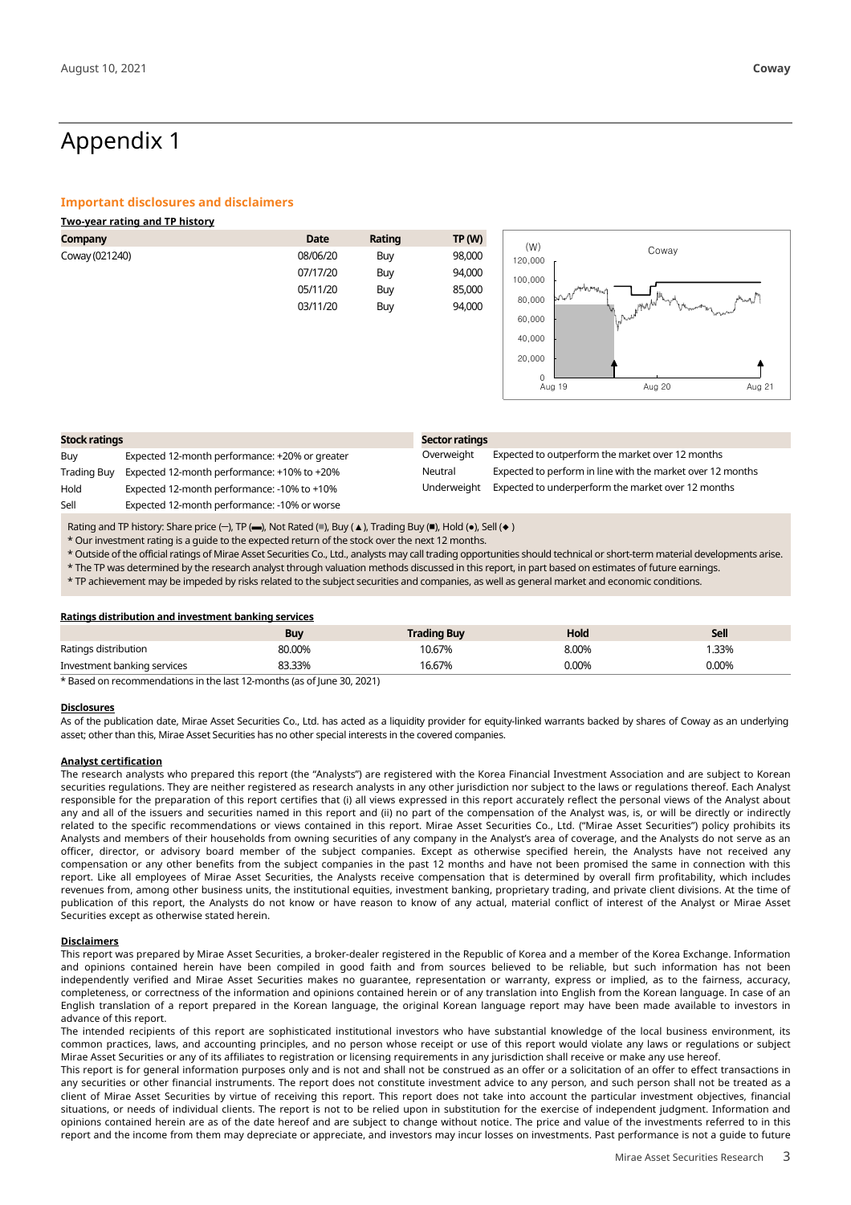# Appendix 1

## Important disclosures and disclaimers

**Two-year rating and TP history**

| Company | Date | Rating | TP (W) |
|---|---|---|---|
| Coway (021240) | 08/06/20 | Buy | 98,000 |
| | 07/17/20 | Buy | 94,000 |
| | 05/11/20 | Buy | 85,000 |
| | 03/11/20 | Buy | 94,000 |

| Stock ratings | |
|---|---|
| Buy | Expected 12-month performance: +20% or greater |
| Trading Buy | Expected 12-month performance: +10% to +20% |
| Hold | Expected 12-month performance: -10% to +10% |
| Sell | Expected 12-month performance: -10% or worse |

| Sector ratings | |
|---|---|
| Overweight | Expected to outperform the market over 12 months |
| Neutral | Expected to perform in line with the market over 12 months |
| Underweight | Expected to underperform the market over 12 months |

Rating and TP history: Share price (─), TP (▬), Not Rated (■), Buy (▲), Trading Buy (■), Hold (●), Sell (◆)

* Our investment rating is a guide to the expected return of the stock over the next 12 months.
* Outside of the official ratings of Mirae Asset Securities Co., Ltd., analysts may call trading opportunities should technical or short-term material developments arise.
* The TP was determined by the research analyst through valuation methods discussed in this report, in part based on estimates of future earnings.
* TP achievement may be impeded by risks related to the subject securities and companies, as well as general market and economic conditions.

**Ratings distribution and investment banking services**

| | Buy | Trading Buy | Hold | Sell |
|---|---|---|---|---|
| Ratings distribution | 80.00% | 10.67% | 8.00% | 1.33% |
| Investment banking services | 83.33% | 16.67% | 0.00% | 0.00% |

* Based on recommendations in the last 12-months (as of June 30, 2021)

**Disclosures**

As of the publication date, Mirae Asset Securities Co., Ltd. has acted as a liquidity provider for equity-linked warrants backed by shares of Coway as an underlying asset; other than this, Mirae Asset Securities has no other special interests in the covered companies.

**Analyst certification**

The research analysts who prepared this report (the "Analysts") are registered with the Korea Financial Investment Association and are subject to Korean securities regulations. They are neither registered as research analysts in any other jurisdiction nor subject to the laws or regulations thereof. Each Analyst responsible for the preparation of this report certifies that (i) all views expressed in this report accurately reflect the personal views of the Analyst about any and all of the issuers and securities named in this report and (ii) no part of the compensation of the Analyst was, is, or will be directly or indirectly related to the specific recommendations or views contained in this report. Mirae Asset Securities Co., Ltd. ("Mirae Asset Securities") policy prohibits its Analysts and members of their households from owning securities of any company in the Analyst's area of coverage, and the Analysts do not serve as an officer, director, or advisory board member of the subject companies. Except as otherwise specified herein, the Analysts have not received any compensation or any other benefits from the subject companies in the past 12 months and have not been promised the same in connection with this report. Like all employees of Mirae Asset Securities, the Analysts receive compensation that is determined by overall firm profitability, which includes revenues from, among other business units, the institutional equities, investment banking, proprietary trading, and private client divisions. At the time of publication of this report, the Analysts do not know or have reason to know of any actual, material conflict of interest of the Analyst or Mirae Asset Securities except as otherwise stated herein.

**Disclaimers**

This report was prepared by Mirae Asset Securities, a broker-dealer registered in the Republic of Korea and a member of the Korea Exchange. Information and opinions contained herein have been compiled in good faith and from sources believed to be reliable, but such information has not been independently verified and Mirae Asset Securities makes no guarantee, representation or warranty, express or implied, as to the fairness, accuracy, completeness, or correctness of the information and opinions contained herein or of any translation into English from the Korean language. In case of an English translation of a report prepared in the Korean language, the original Korean language report may have been made available to investors in advance of this report.

The intended recipients of this report are sophisticated institutional investors who have substantial knowledge of the local business environment, its common practices, laws, and accounting principles, and no person whose receipt or use of this report would violate any laws or regulations or subject Mirae Asset Securities or any of its affiliates to registration or licensing requirements in any jurisdiction shall receive or make any use hereof.

This report is for general information purposes only and is not and shall not be construed as an offer or a solicitation of an offer to effect transactions in any securities or other financial instruments. The report does not constitute investment advice to any person, and such person shall not be treated as a client of Mirae Asset Securities by virtue of receiving this report. This report does not take into account the particular investment objectives, financial situations, or needs of individual clients. The report is not to be relied upon in substitution for the exercise of independent judgment. Information and opinions contained herein are as of the date hereof and are subject to change without notice. The price and value of the investments referred to in this report and the income from them may depreciate or appreciate, and investors may incur losses on investments. Past performance is not a guide to future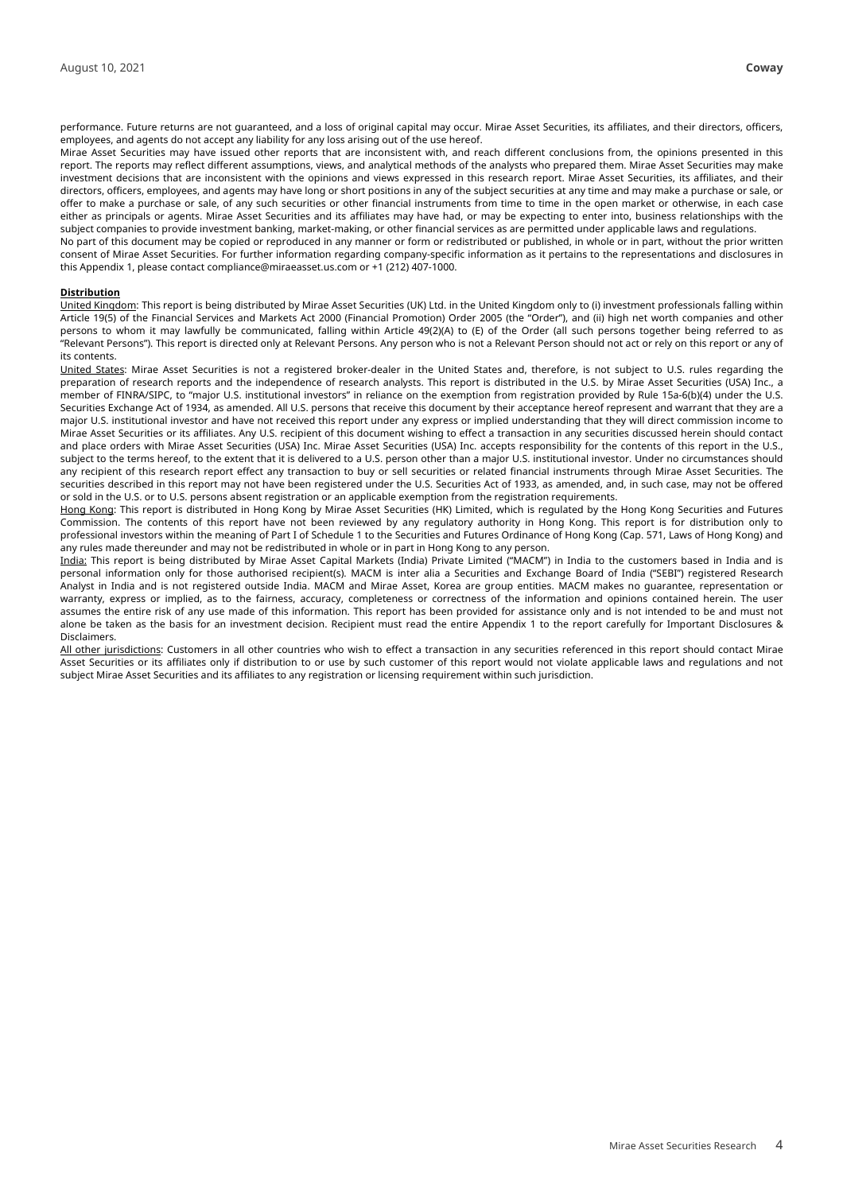performance. Future returns are not guaranteed, and a loss of original capital may occur. Mirae Asset Securities, its affiliates, and their directors, officers, employees, and agents do not accept any liability for any loss arising out of the use hereof.

Mirae Asset Securities may have issued other reports that are inconsistent with, and reach different conclusions from, the opinions presented in this report. The reports may reflect different assumptions, views, and analytical methods of the analysts who prepared them. Mirae Asset Securities may make investment decisions that are inconsistent with the opinions and views expressed in this research report. Mirae Asset Securities, its affiliates, and their directors, officers, employees, and agents may have long or short positions in any of the subject securities at any time and may make a purchase or sale, or offer to make a purchase or sale, of any such securities or other financial instruments from time to time in the open market or otherwise, in each case either as principals or agents. Mirae Asset Securities and its affiliates may have had, or may be expecting to enter into, business relationships with the subject companies to provide investment banking, market-making, or other financial services as are permitted under applicable laws and regulations.

No part of this document may be copied or reproduced in any manner or form or redistributed or published, in whole or in part, without the prior written consent of Mirae Asset Securities. For further information regarding company-specific information as it pertains to the representations and disclosures in this Appendix 1, please contact compliance@miraeasset.us.com or +1 (212) 407-1000.

**Distribution**

United Kingdom: This report is being distributed by Mirae Asset Securities (UK) Ltd. in the United Kingdom only to (i) investment professionals falling within Article 19(5) of the Financial Services and Markets Act 2000 (Financial Promotion) Order 2005 (the "Order"), and (ii) high net worth companies and other persons to whom it may lawfully be communicated, falling within Article 49(2)(A) to (E) of the Order (all such persons together being referred to as "Relevant Persons"). This report is directed only at Relevant Persons. Any person who is not a Relevant Person should not act or rely on this report or any of its contents.

United States: Mirae Asset Securities is not a registered broker-dealer in the United States and, therefore, is not subject to U.S. rules regarding the preparation of research reports and the independence of research analysts. This report is distributed in the U.S. by Mirae Asset Securities (USA) Inc., a member of FINRA/SIPC, to "major U.S. institutional investors" in reliance on the exemption from registration provided by Rule 15a-6(b)(4) under the U.S. Securities Exchange Act of 1934, as amended. All U.S. persons that receive this document by their acceptance hereof represent and warrant that they are a major U.S. institutional investor and have not received this report under any express or implied understanding that they will direct commission income to Mirae Asset Securities or its affiliates. Any U.S. recipient of this document wishing to effect a transaction in any securities discussed herein should contact and place orders with Mirae Asset Securities (USA) Inc. Mirae Asset Securities (USA) Inc. accepts responsibility for the contents of this report in the U.S., subject to the terms hereof, to the extent that it is delivered to a U.S. person other than a major U.S. institutional investor. Under no circumstances should any recipient of this research report effect any transaction to buy or sell securities or related financial instruments through Mirae Asset Securities. The securities described in this report may not have been registered under the U.S. Securities Act of 1933, as amended, and, in such case, may not be offered or sold in the U.S. or to U.S. persons absent registration or an applicable exemption from the registration requirements.

Hong Kong: This report is distributed in Hong Kong by Mirae Asset Securities (HK) Limited, which is regulated by the Hong Kong Securities and Futures Commission. The contents of this report have not been reviewed by any regulatory authority in Hong Kong. This report is for distribution only to professional investors within the meaning of Part I of Schedule 1 to the Securities and Futures Ordinance of Hong Kong (Cap. 571, Laws of Hong Kong) and any rules made thereunder and may not be redistributed in whole or in part in Hong Kong to any person.

India: This report is being distributed by Mirae Asset Capital Markets (India) Private Limited ("MACM") in India to the customers based in India and is personal information only for those authorised recipient(s). MACM is inter alia a Securities and Exchange Board of India ("SEBI") registered Research Analyst in India and is not registered outside India. MACM and Mirae Asset, Korea are group entities. MACM makes no guarantee, representation or warranty, express or implied, as to the fairness, accuracy, completeness or correctness of the information and opinions contained herein. The user assumes the entire risk of any use made of this information. This report has been provided for assistance only and is not intended to be and must not alone be taken as the basis for an investment decision. Recipient must read the entire Appendix 1 to the report carefully for Important Disclosures & Disclaimers.

All other jurisdictions: Customers in all other countries who wish to effect a transaction in any securities referenced in this report should contact Mirae Asset Securities or its affiliates only if distribution to or use by such customer of this report would not violate applicable laws and regulations and not subject Mirae Asset Securities and its affiliates to any registration or licensing requirement within such jurisdiction.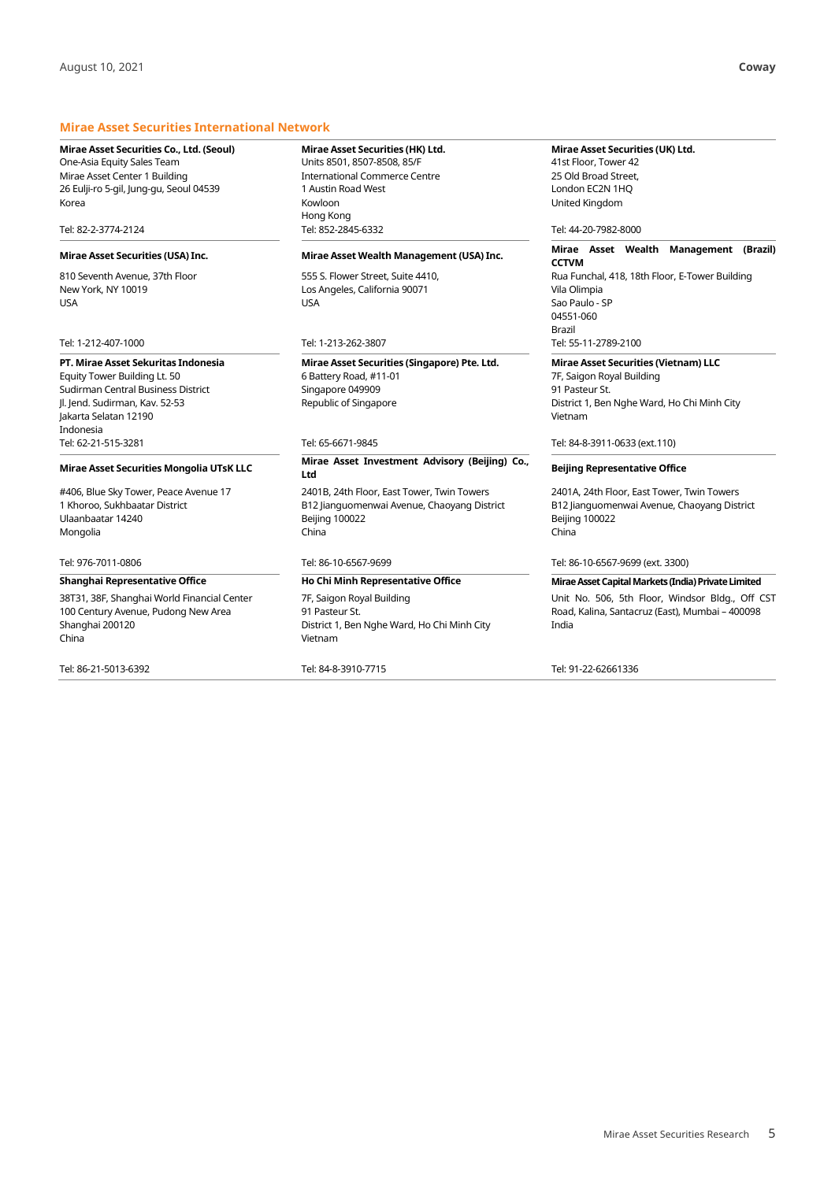## Mirae Asset Securities International Network

**Mirae Asset Securities Co., Ltd. (Seoul)**
One-Asia Equity Sales Team
Mirae Asset Center 1 Building
26 Eulji-ro 5-gil, Jung-gu, Seoul 04539
Korea

Tel: 82-2-3774-2124

**Mirae Asset Securities (HK) Ltd.**
Units 8501, 8507-8508, 85/F
International Commerce Centre
1 Austin Road West
Kowloon
Hong Kong
Tel: 852-2845-6332

**Mirae Asset Securities (UK) Ltd.**
41st Floor, Tower 42
25 Old Broad Street,
London EC2N 1HQ
United Kingdom

Tel: 44-20-7982-8000

**Mirae Asset Securities (USA) Inc.**

810 Seventh Avenue, 37th Floor
New York, NY 10019
USA

Tel: 1-212-407-1000

**Mirae Asset Wealth Management (USA) Inc.**

555 S. Flower Street, Suite 4410,
Los Angeles, California 90071
USA

Tel: 1-213-262-3807

**Mirae Asset Wealth Management (Brazil) CCTVM**
Rua Funchal, 418, 18th Floor, E-Tower Building
Vila Olimpia
Sao Paulo - SP
04551-060
Brazil
Tel: 55-11-2789-2100

**PT. Mirae Asset Sekuritas Indonesia**
Equity Tower Building Lt. 50
Sudirman Central Business District
Jl. Jend. Sudirman, Kav. 52-53
Jakarta Selatan 12190
Indonesia
Tel: 62-21-515-3281

**Mirae Asset Securities (Singapore) Pte. Ltd.**
6 Battery Road, #11-01
Singapore 049909
Republic of Singapore

Tel: 65-6671-9845

**Mirae Asset Securities (Vietnam) LLC**
7F, Saigon Royal Building
91 Pasteur St.
District 1, Ben Nghe Ward, Ho Chi Minh City
Vietnam

Tel: 84-8-3911-0633 (ext.110)

**Mirae Asset Securities Mongolia UTsK LLC**

#406, Blue Sky Tower, Peace Avenue 17
1 Khoroo, Sukhbaatar District
Ulaanbaatar 14240
Mongolia

Tel: 976-7011-0806

**Mirae Asset Investment Advisory (Beijing) Co., Ltd**

2401B, 24th Floor, East Tower, Twin Towers
B12 Jianguomenwai Avenue, Chaoyang District
Beijing 100022
China

Tel: 86-10-6567-9699

**Beijing Representative Office**

2401A, 24th Floor, East Tower, Twin Towers
B12 Jianguomenwai Avenue, Chaoyang District
Beijing 100022
China

Tel: 86-10-6567-9699 (ext. 3300)

**Shanghai Representative Office**

38T31, 38F, Shanghai World Financial Center
100 Century Avenue, Pudong New Area
Shanghai 200120
China

Tel: 86-21-5013-6392

**Ho Chi Minh Representative Office**

7F, Saigon Royal Building
91 Pasteur St.
District 1, Ben Nghe Ward, Ho Chi Minh City
Vietnam

Tel: 84-8-3910-7715

**Mirae Asset Capital Markets (India) Private Limited**

Unit No. 506, 5th Floor, Windsor Bldg., Off CST Road, Kalina, Santacruz (East), Mumbai – 400098
India

Tel: 91-22-62661336